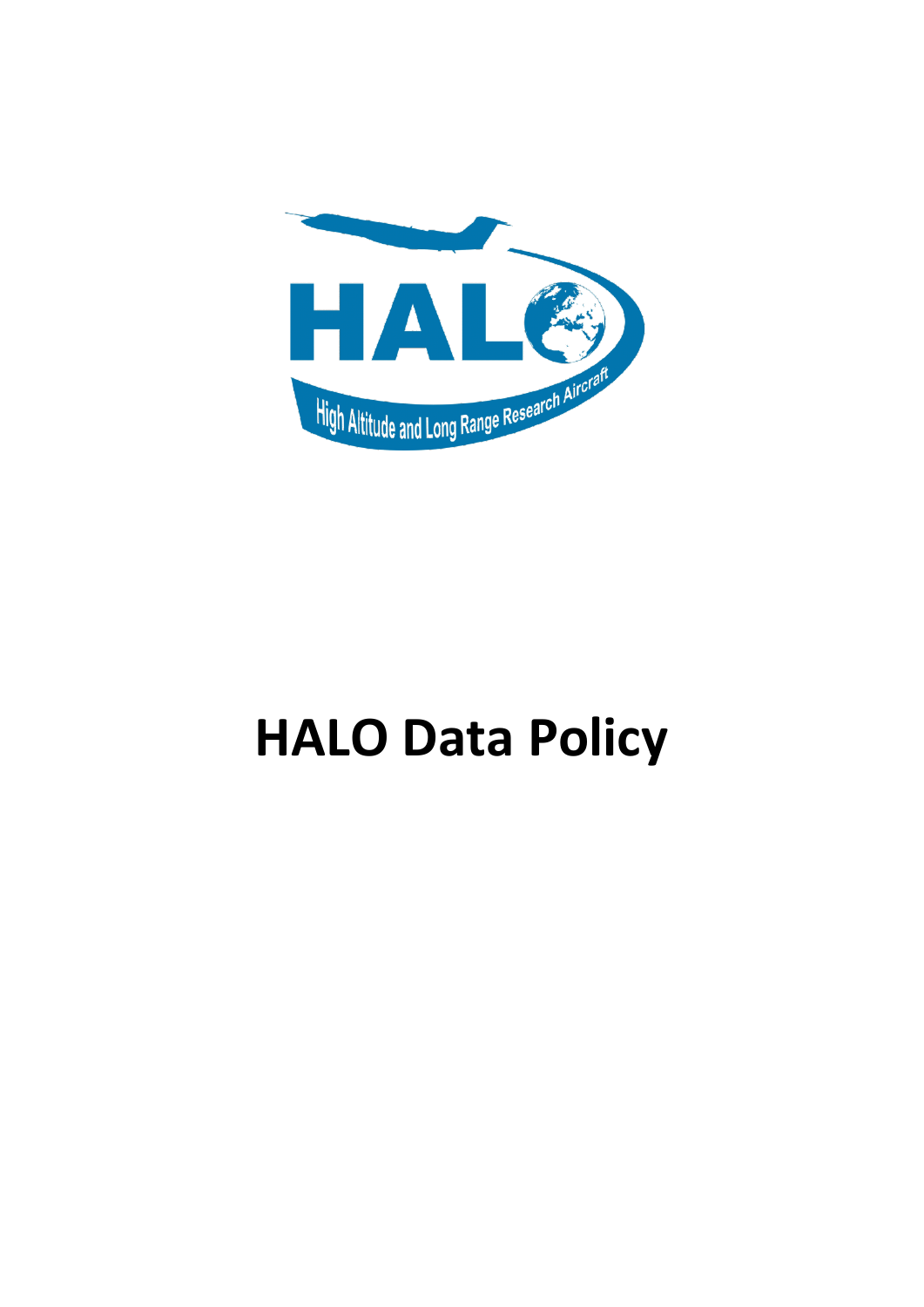# HALO Data Policy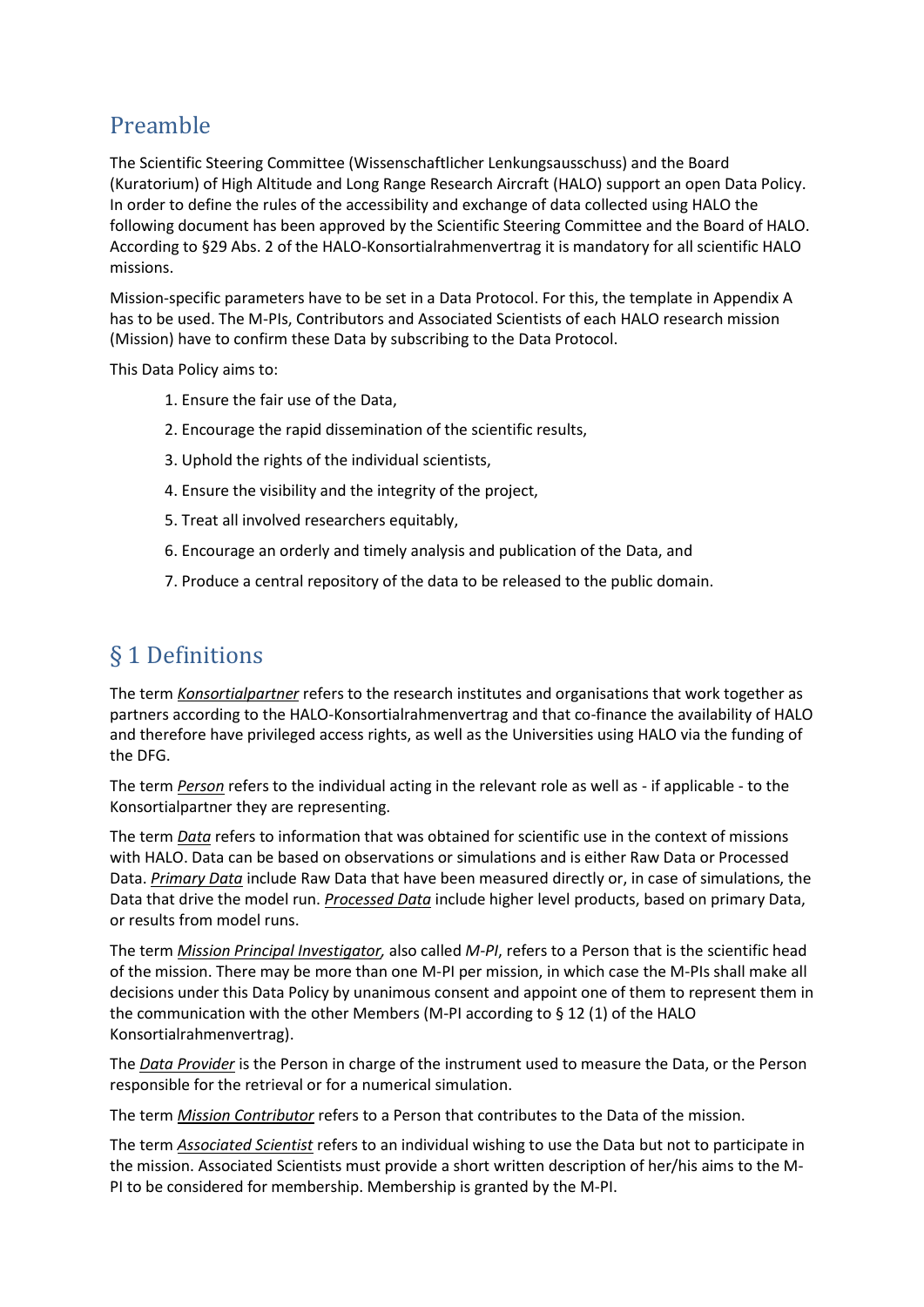## Preamble

The Scientific Steering Committee (Wissenschaftlicher Lenkungsausschuss) and the Board (Kuratorium) of High Altitude and Long Range Research Aircraft (HALO) support an open Data Policy. In order to define the rules of the accessibility and exchange of data collected using HALO the following document has been approved by the Scientific Steering Committee and the Board of HALO. According to §29 Abs. 2 of the HALO-Konsortialrahmenvertrag it is mandatory for all scientific HALO missions.

Mission-specific parameters have to be set in a Data Protocol. For this, the template in Appendix A has to be used. The M-PIs, Contributors and Associated Scientists of each HALO research mission (Mission) have to confirm these Data by subscribing to the Data Protocol.

This Data Policy aims to:

1. Ensure the fair use of the Data,
2. Encourage the rapid dissemination of the scientific results,
3. Uphold the rights of the individual scientists,
4. Ensure the visibility and the integrity of the project,
5. Treat all involved researchers equitably,
6. Encourage an orderly and timely analysis and publication of the Data, and
7. Produce a central repository of the data to be released to the public domain.

## § 1 Definitions

The term *Konsortialpartner* refers to the research institutes and organisations that work together as partners according to the HALO-Konsortialrahmenvertrag and that co-finance the availability of HALO and therefore have privileged access rights, as well as the Universities using HALO via the funding of the DFG.

The term *Person* refers to the individual acting in the relevant role as well as - if applicable - to the Konsortialpartner they are representing.

The term *Data* refers to information that was obtained for scientific use in the context of missions with HALO. Data can be based on observations or simulations and is either Raw Data or Processed Data. *Primary Data* include Raw Data that have been measured directly or, in case of simulations, the Data that drive the model run. *Processed Data* include higher level products, based on primary Data, or results from model runs.

The term *Mission Principal Investigator,* also called *M-PI*, refers to a Person that is the scientific head of the mission. There may be more than one M-PI per mission, in which case the M-PIs shall make all decisions under this Data Policy by unanimous consent and appoint one of them to represent them in the communication with the other Members (M-PI according to § 12 (1) of the HALO Konsortialrahmenvertrag).

The *Data Provider* is the Person in charge of the instrument used to measure the Data, or the Person responsible for the retrieval or for a numerical simulation.

The term *Mission Contributor* refers to a Person that contributes to the Data of the mission.

The term *Associated Scientist* refers to an individual wishing to use the Data but not to participate in the mission. Associated Scientists must provide a short written description of her/his aims to the M-PI to be considered for membership. Membership is granted by the M-PI.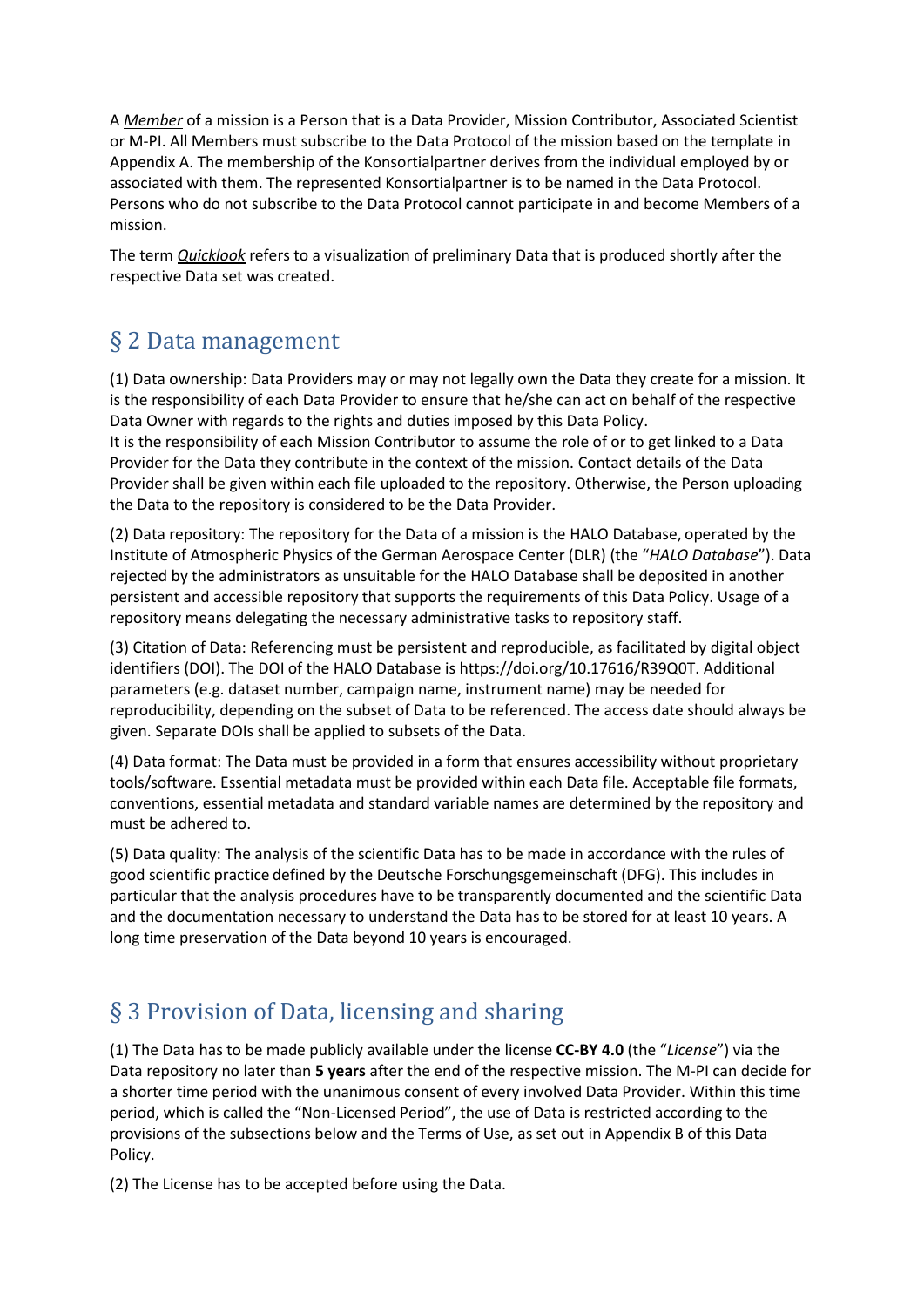A *Member* of a mission is a Person that is a Data Provider, Mission Contributor, Associated Scientist or M-PI. All Members must subscribe to the Data Protocol of the mission based on the template in Appendix A. The membership of the Konsortialpartner derives from the individual employed by or associated with them. The represented Konsortialpartner is to be named in the Data Protocol. Persons who do not subscribe to the Data Protocol cannot participate in and become Members of a mission.

The term *Quicklook* refers to a visualization of preliminary Data that is produced shortly after the respective Data set was created.

## § 2 Data management

(1) Data ownership: Data Providers may or may not legally own the Data they create for a mission. It is the responsibility of each Data Provider to ensure that he/she can act on behalf of the respective Data Owner with regards to the rights and duties imposed by this Data Policy.
It is the responsibility of each Mission Contributor to assume the role of or to get linked to a Data Provider for the Data they contribute in the context of the mission. Contact details of the Data Provider shall be given within each file uploaded to the repository. Otherwise, the Person uploading the Data to the repository is considered to be the Data Provider.

(2) Data repository: The repository for the Data of a mission is the HALO Database, operated by the Institute of Atmospheric Physics of the German Aerospace Center (DLR) (the "*HALO Database*"). Data rejected by the administrators as unsuitable for the HALO Database shall be deposited in another persistent and accessible repository that supports the requirements of this Data Policy. Usage of a repository means delegating the necessary administrative tasks to repository staff.

(3) Citation of Data: Referencing must be persistent and reproducible, as facilitated by digital object identifiers (DOI). The DOI of the HALO Database is https://doi.org/10.17616/R39Q0T. Additional parameters (e.g. dataset number, campaign name, instrument name) may be needed for reproducibility, depending on the subset of Data to be referenced. The access date should always be given. Separate DOIs shall be applied to subsets of the Data.

(4) Data format: The Data must be provided in a form that ensures accessibility without proprietary tools/software. Essential metadata must be provided within each Data file. Acceptable file formats, conventions, essential metadata and standard variable names are determined by the repository and must be adhered to.

(5) Data quality: The analysis of the scientific Data has to be made in accordance with the rules of good scientific practice defined by the Deutsche Forschungsgemeinschaft (DFG). This includes in particular that the analysis procedures have to be transparently documented and the scientific Data and the documentation necessary to understand the Data has to be stored for at least 10 years. A long time preservation of the Data beyond 10 years is encouraged.

## § 3 Provision of Data, licensing and sharing

(1) The Data has to be made publicly available under the license **CC-BY 4.0** (the "*License*") via the Data repository no later than **5 years** after the end of the respective mission. The M-PI can decide for a shorter time period with the unanimous consent of every involved Data Provider. Within this time period, which is called the "Non-Licensed Period", the use of Data is restricted according to the provisions of the subsections below and the Terms of Use, as set out in Appendix B of this Data Policy.

(2) The License has to be accepted before using the Data.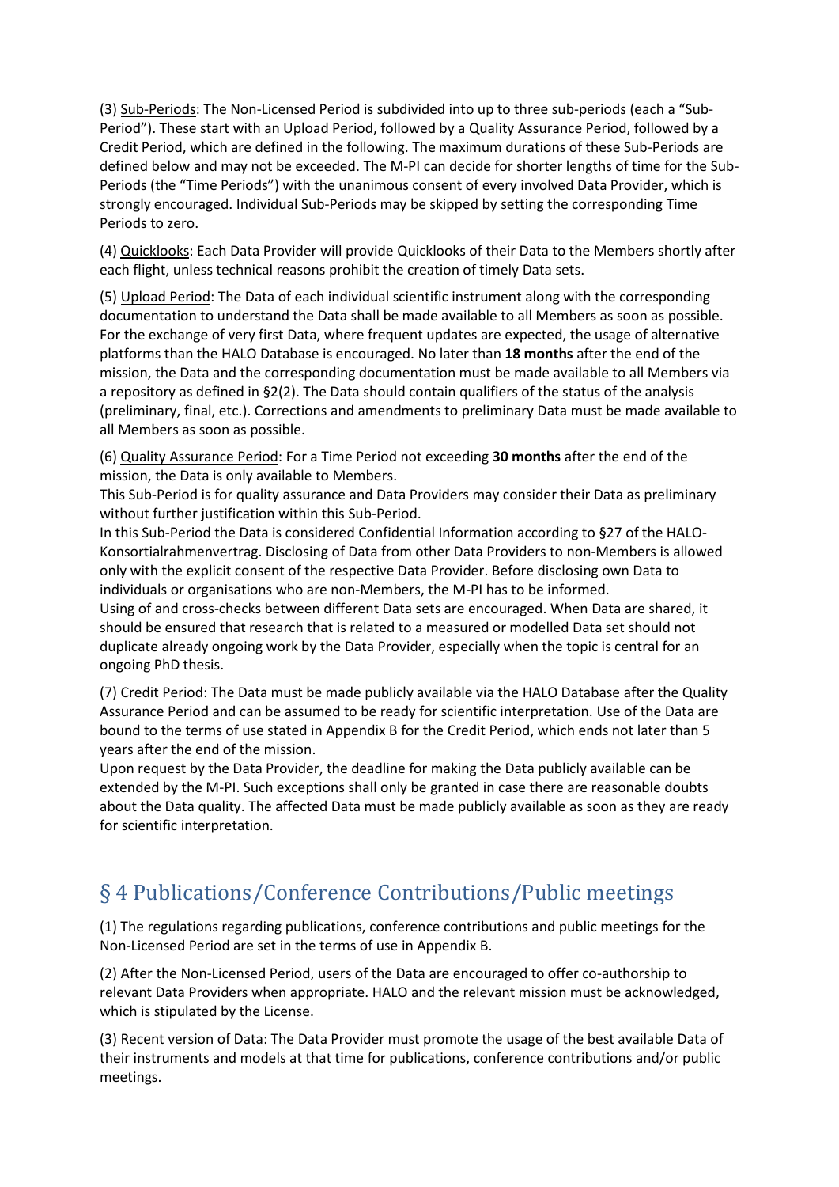(3) Sub-Periods: The Non-Licensed Period is subdivided into up to three sub-periods (each a "Sub-Period"). These start with an Upload Period, followed by a Quality Assurance Period, followed by a Credit Period, which are defined in the following. The maximum durations of these Sub-Periods are defined below and may not be exceeded. The M-PI can decide for shorter lengths of time for the Sub-Periods (the "Time Periods") with the unanimous consent of every involved Data Provider, which is strongly encouraged. Individual Sub-Periods may be skipped by setting the corresponding Time Periods to zero.

(4) Quicklooks: Each Data Provider will provide Quicklooks of their Data to the Members shortly after each flight, unless technical reasons prohibit the creation of timely Data sets.

(5) Upload Period: The Data of each individual scientific instrument along with the corresponding documentation to understand the Data shall be made available to all Members as soon as possible. For the exchange of very first Data, where frequent updates are expected, the usage of alternative platforms than the HALO Database is encouraged. No later than **18 months** after the end of the mission, the Data and the corresponding documentation must be made available to all Members via a repository as defined in §2(2). The Data should contain qualifiers of the status of the analysis (preliminary, final, etc.). Corrections and amendments to preliminary Data must be made available to all Members as soon as possible.

(6) Quality Assurance Period: For a Time Period not exceeding **30 months** after the end of the mission, the Data is only available to Members.
This Sub-Period is for quality assurance and Data Providers may consider their Data as preliminary without further justification within this Sub-Period.
In this Sub-Period the Data is considered Confidential Information according to §27 of the HALO-Konsortialrahmenvertrag. Disclosing of Data from other Data Providers to non-Members is allowed only with the explicit consent of the respective Data Provider. Before disclosing own Data to individuals or organisations who are non-Members, the M-PI has to be informed.
Using of and cross-checks between different Data sets are encouraged. When Data are shared, it should be ensured that research that is related to a measured or modelled Data set should not duplicate already ongoing work by the Data Provider, especially when the topic is central for an ongoing PhD thesis.

(7) Credit Period: The Data must be made publicly available via the HALO Database after the Quality Assurance Period and can be assumed to be ready for scientific interpretation. Use of the Data are bound to the terms of use stated in Appendix B for the Credit Period, which ends not later than 5 years after the end of the mission.
Upon request by the Data Provider, the deadline for making the Data publicly available can be extended by the M-PI. Such exceptions shall only be granted in case there are reasonable doubts about the Data quality. The affected Data must be made publicly available as soon as they are ready for scientific interpretation.

## § 4 Publications/Conference Contributions/Public meetings

(1) The regulations regarding publications, conference contributions and public meetings for the Non-Licensed Period are set in the terms of use in Appendix B.

(2) After the Non-Licensed Period, users of the Data are encouraged to offer co-authorship to relevant Data Providers when appropriate. HALO and the relevant mission must be acknowledged, which is stipulated by the License.

(3) Recent version of Data: The Data Provider must promote the usage of the best available Data of their instruments and models at that time for publications, conference contributions and/or public meetings.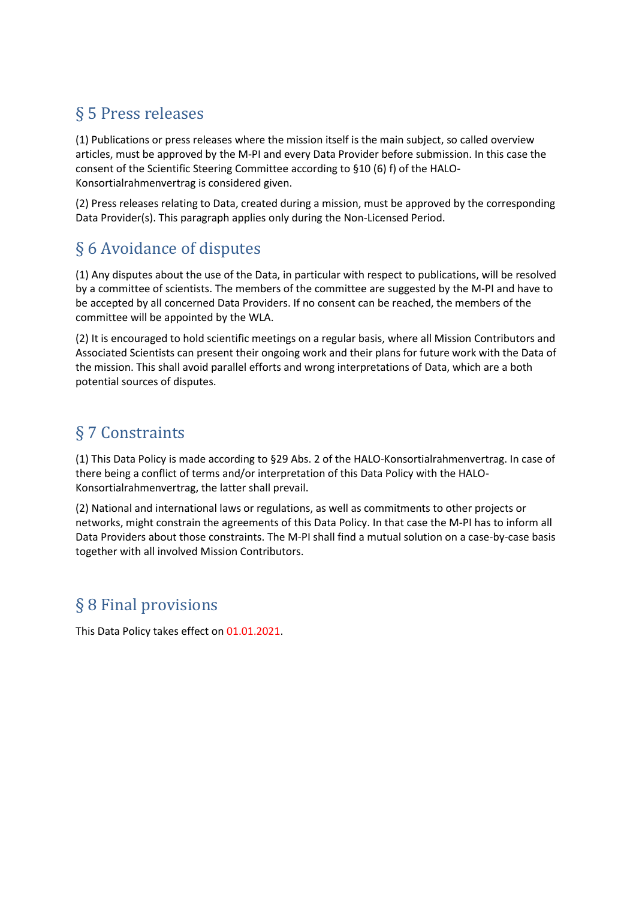## § 5 Press releases

(1) Publications or press releases where the mission itself is the main subject, so called overview articles, must be approved by the M-PI and every Data Provider before submission. In this case the consent of the Scientific Steering Committee according to §10 (6) f) of the HALO-Konsortialrahmenvertrag is considered given.

(2) Press releases relating to Data, created during a mission, must be approved by the corresponding Data Provider(s). This paragraph applies only during the Non-Licensed Period.

## § 6 Avoidance of disputes

(1) Any disputes about the use of the Data, in particular with respect to publications, will be resolved by a committee of scientists. The members of the committee are suggested by the M-PI and have to be accepted by all concerned Data Providers. If no consent can be reached, the members of the committee will be appointed by the WLA.

(2) It is encouraged to hold scientific meetings on a regular basis, where all Mission Contributors and Associated Scientists can present their ongoing work and their plans for future work with the Data of the mission. This shall avoid parallel efforts and wrong interpretations of Data, which are a both potential sources of disputes.

## § 7 Constraints

(1) This Data Policy is made according to §29 Abs. 2 of the HALO-Konsortialrahmenvertrag. In case of there being a conflict of terms and/or interpretation of this Data Policy with the HALO-Konsortialrahmenvertrag, the latter shall prevail.

(2) National and international laws or regulations, as well as commitments to other projects or networks, might constrain the agreements of this Data Policy. In that case the M-PI has to inform all Data Providers about those constraints. The M-PI shall find a mutual solution on a case-by-case basis together with all involved Mission Contributors.

## § 8 Final provisions

This Data Policy takes effect on 01.01.2021.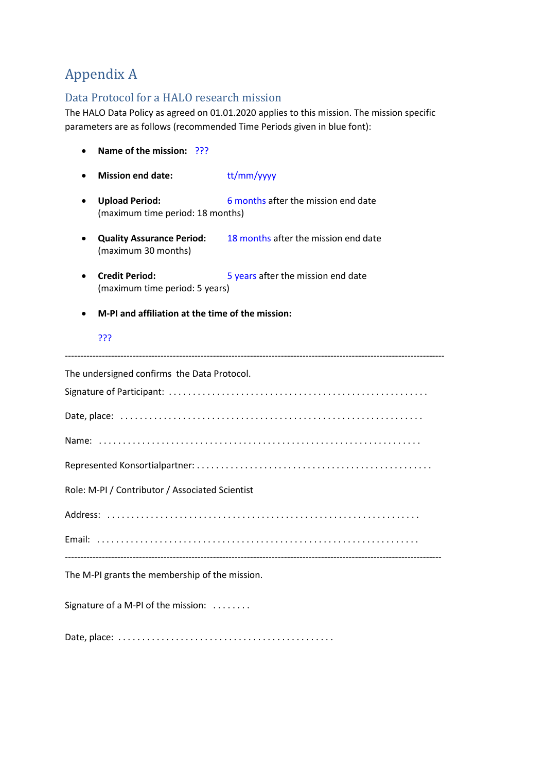# Appendix A

## Data Protocol for a HALO research mission

The HALO Data Policy as agreed on 01.01.2020 applies to this mission. The mission specific parameters are as follows (recommended Time Periods given in blue font):

- **Name of the mission:** ???
- **Mission end date:** tt/mm/yyyy
- **Upload Period:** 6 months after the mission end date  
  (maximum time period: 18 months)
- **Quality Assurance Period:** 18 months after the mission end date  
  (maximum 30 months)
- **Credit Period:** 5 years after the mission end date  
  (maximum time period: 5 years)
- **M-PI and affiliation at the time of the mission:**

  ???

---

The undersigned confirms the Data Protocol.

Signature of Participant: . . . . . . . . . . . . . . . . . . . . . . . . . . . . . . . . . . . . . . . . . . . . . . . . . . . .

Date, place: . . . . . . . . . . . . . . . . . . . . . . . . . . . . . . . . . . . . . . . . . . . . . . . . . . . . . . . . . . . . . .

Name: . . . . . . . . . . . . . . . . . . . . . . . . . . . . . . . . . . . . . . . . . . . . . . . . . . . . . . . . . . . . . . . . . .

Represented Konsortialpartner: . . . . . . . . . . . . . . . . . . . . . . . . . . . . . . . . . . . . . . . . . . . . . . . .

Role: M-PI / Contributor / Associated Scientist

Address: . . . . . . . . . . . . . . . . . . . . . . . . . . . . . . . . . . . . . . . . . . . . . . . . . . . . . . . . . . . . . . .

Email: . . . . . . . . . . . . . . . . . . . . . . . . . . . . . . . . . . . . . . . . . . . . . . . . . . . . . . . . . . . . . . . . . .

---

The M-PI grants the membership of the mission.

Signature of a M-PI of the mission: . . . . . . . .

Date, place: . . . . . . . . . . . . . . . . . . . . . . . . . . . . . . . . . . . . . . . . . . .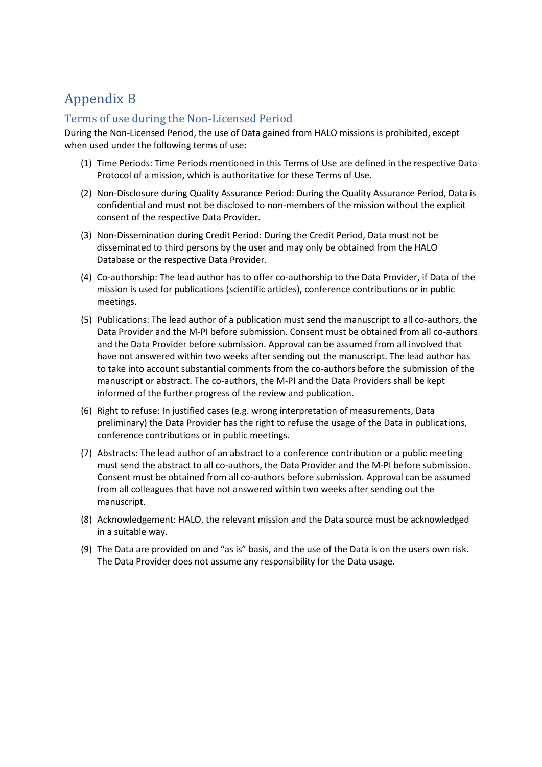# Appendix B

## Terms of use during the Non-Licensed Period

During the Non-Licensed Period, the use of Data gained from HALO missions is prohibited, except when used under the following terms of use:

(1) Time Periods: Time Periods mentioned in this Terms of Use are defined in the respective Data Protocol of a mission, which is authoritative for these Terms of Use.

(2) Non-Disclosure during Quality Assurance Period: During the Quality Assurance Period, Data is confidential and must not be disclosed to non-members of the mission without the explicit consent of the respective Data Provider.

(3) Non-Dissemination during Credit Period: During the Credit Period, Data must not be disseminated to third persons by the user and may only be obtained from the HALO Database or the respective Data Provider.

(4) Co-authorship: The lead author has to offer co-authorship to the Data Provider, if Data of the mission is used for publications (scientific articles), conference contributions or in public meetings.

(5) Publications: The lead author of a publication must send the manuscript to all co-authors, the Data Provider and the M-PI before submission. Consent must be obtained from all co-authors and the Data Provider before submission. Approval can be assumed from all involved that have not answered within two weeks after sending out the manuscript. The lead author has to take into account substantial comments from the co-authors before the submission of the manuscript or abstract. The co-authors, the M-PI and the Data Providers shall be kept informed of the further progress of the review and publication.

(6) Right to refuse: In justified cases (e.g. wrong interpretation of measurements, Data preliminary) the Data Provider has the right to refuse the usage of the Data in publications, conference contributions or in public meetings.

(7) Abstracts: The lead author of an abstract to a conference contribution or a public meeting must send the abstract to all co-authors, the Data Provider and the M-PI before submission. Consent must be obtained from all co-authors before submission. Approval can be assumed from all colleagues that have not answered within two weeks after sending out the manuscript.

(8) Acknowledgement: HALO, the relevant mission and the Data source must be acknowledged in a suitable way.

(9) The Data are provided on and "as is" basis, and the use of the Data is on the users own risk. The Data Provider does not assume any responsibility for the Data usage.